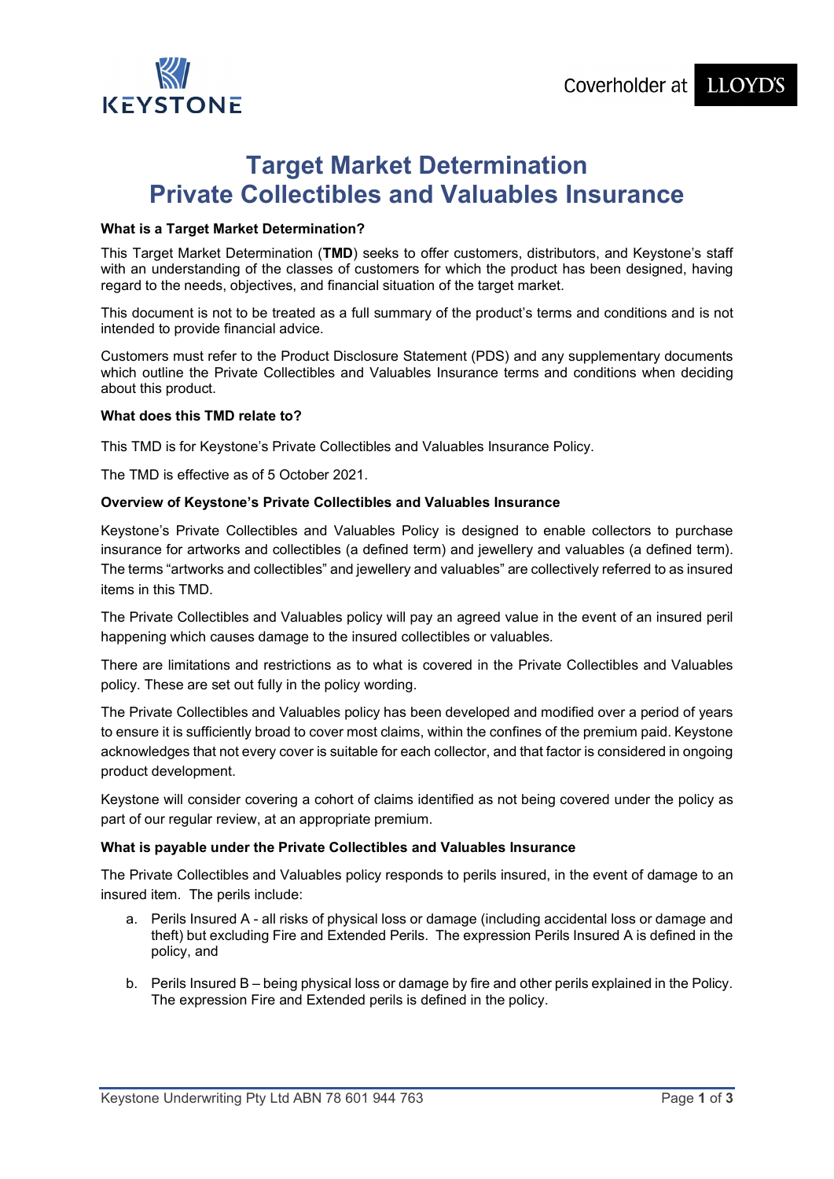Coverholder at LLOYD'S

# Target Market Determination
# Private Collectibles and Valuables Insurance

**What is a Target Market Determination?**

This Target Market Determination (**TMD**) seeks to offer customers, distributors, and Keystone's staff with an understanding of the classes of customers for which the product has been designed, having regard to the needs, objectives, and financial situation of the target market.

This document is not to be treated as a full summary of the product's terms and conditions and is not intended to provide financial advice.

Customers must refer to the Product Disclosure Statement (PDS) and any supplementary documents which outline the Private Collectibles and Valuables Insurance terms and conditions when deciding about this product.

**What does this TMD relate to?**

This TMD is for Keystone's Private Collectibles and Valuables Insurance Policy.

The TMD is effective as of 5 October 2021.

**Overview of Keystone's Private Collectibles and Valuables Insurance**

Keystone's Private Collectibles and Valuables Policy is designed to enable collectors to purchase insurance for artworks and collectibles (a defined term) and jewellery and valuables (a defined term). The terms "artworks and collectibles" and jewellery and valuables" are collectively referred to as insured items in this TMD.

The Private Collectibles and Valuables policy will pay an agreed value in the event of an insured peril happening which causes damage to the insured collectibles or valuables.

There are limitations and restrictions as to what is covered in the Private Collectibles and Valuables policy. These are set out fully in the policy wording.

The Private Collectibles and Valuables policy has been developed and modified over a period of years to ensure it is sufficiently broad to cover most claims, within the confines of the premium paid. Keystone acknowledges that not every cover is suitable for each collector, and that factor is considered in ongoing product development.

Keystone will consider covering a cohort of claims identified as not being covered under the policy as part of our regular review, at an appropriate premium.

**What is payable under the Private Collectibles and Valuables Insurance**

The Private Collectibles and Valuables policy responds to perils insured, in the event of damage to an insured item. The perils include:

a. Perils Insured A - all risks of physical loss or damage (including accidental loss or damage and theft) but excluding Fire and Extended Perils. The expression Perils Insured A is defined in the policy, and

b. Perils Insured B – being physical loss or damage by fire and other perils explained in the Policy. The expression Fire and Extended perils is defined in the policy.

Keystone Underwriting Pty Ltd ABN 78 601 944 763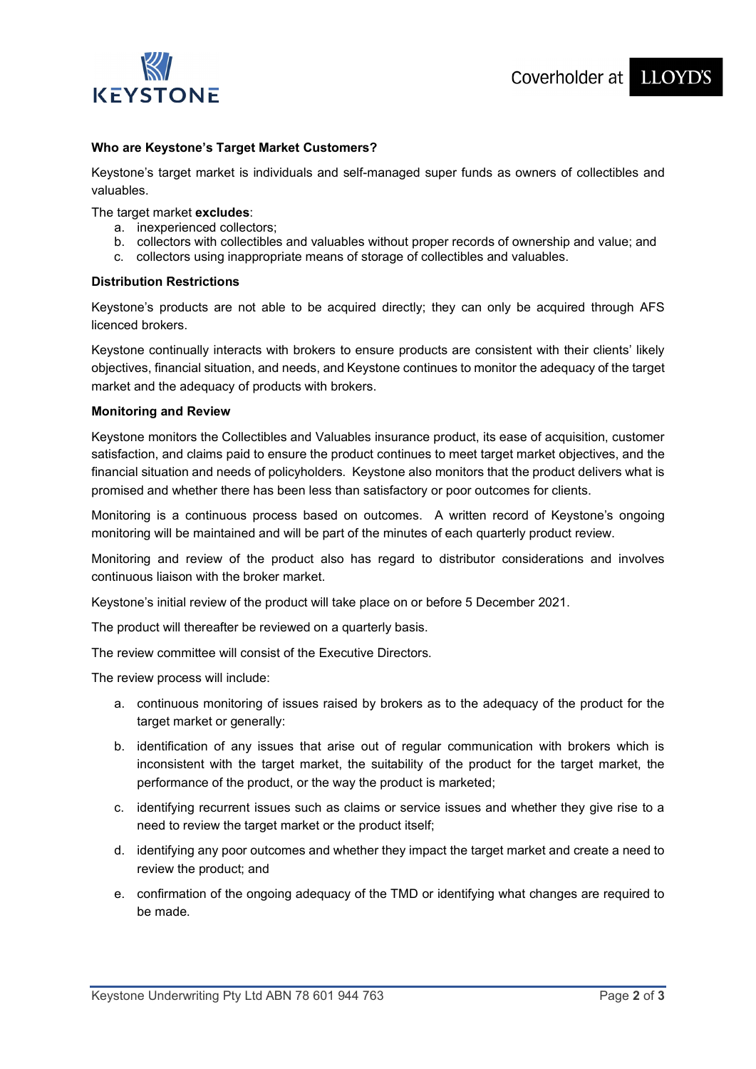**Who are Keystone's Target Market Customers?**

Keystone's target market is individuals and self-managed super funds as owners of collectibles and valuables.

The target market **excludes**:

a. inexperienced collectors;
b. collectors with collectibles and valuables without proper records of ownership and value; and
c. collectors using inappropriate means of storage of collectibles and valuables.

**Distribution Restrictions**

Keystone's products are not able to be acquired directly; they can only be acquired through AFS licenced brokers.

Keystone continually interacts with brokers to ensure products are consistent with their clients' likely objectives, financial situation, and needs, and Keystone continues to monitor the adequacy of the target market and the adequacy of products with brokers.

**Monitoring and Review**

Keystone monitors the Collectibles and Valuables insurance product, its ease of acquisition, customer satisfaction, and claims paid to ensure the product continues to meet target market objectives, and the financial situation and needs of policyholders. Keystone also monitors that the product delivers what is promised and whether there has been less than satisfactory or poor outcomes for clients.

Monitoring is a continuous process based on outcomes. A written record of Keystone's ongoing monitoring will be maintained and will be part of the minutes of each quarterly product review.

Monitoring and review of the product also has regard to distributor considerations and involves continuous liaison with the broker market.

Keystone's initial review of the product will take place on or before 5 December 2021.

The product will thereafter be reviewed on a quarterly basis.

The review committee will consist of the Executive Directors.

The review process will include:

a. continuous monitoring of issues raised by brokers as to the adequacy of the product for the target market or generally:

b. identification of any issues that arise out of regular communication with brokers which is inconsistent with the target market, the suitability of the product for the target market, the performance of the product, or the way the product is marketed;

c. identifying recurrent issues such as claims or service issues and whether they give rise to a need to review the target market or the product itself;

d. identifying any poor outcomes and whether they impact the target market and create a need to review the product; and

e. confirmation of the ongoing adequacy of the TMD or identifying what changes are required to be made.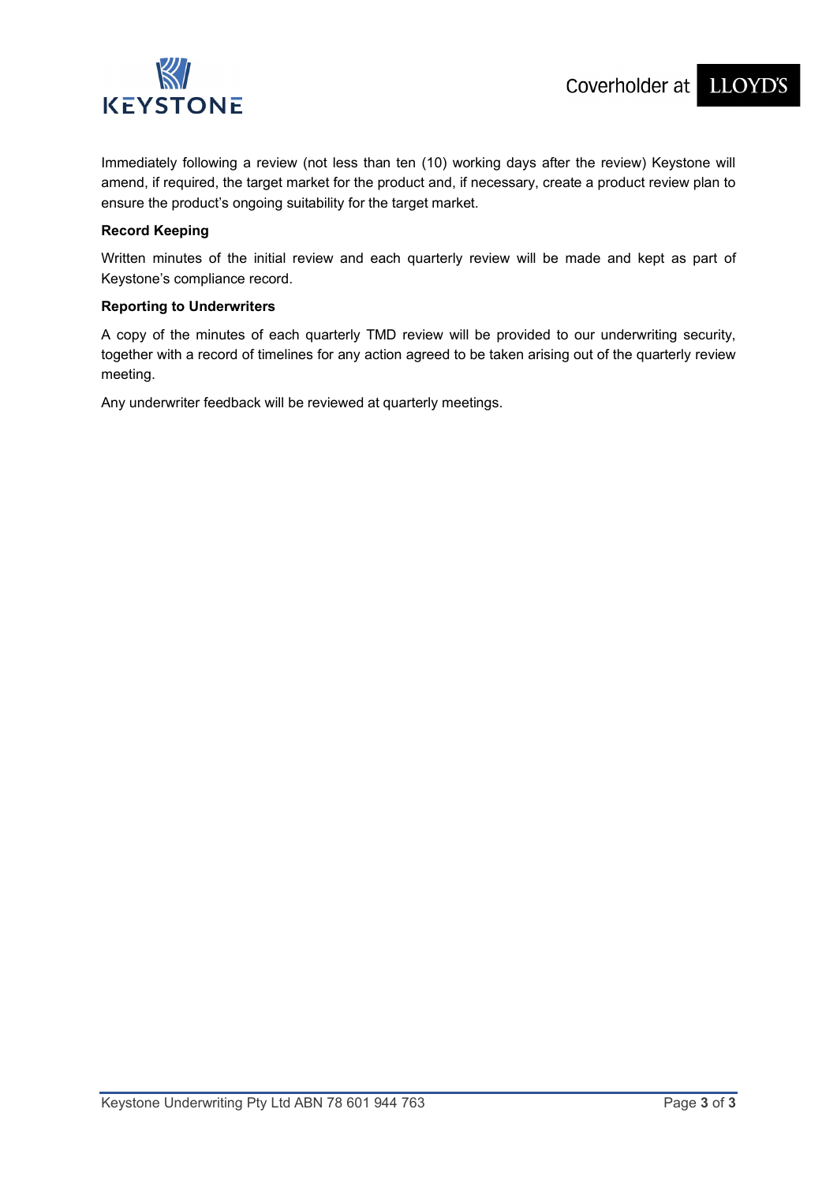Immediately following a review (not less than ten (10) working days after the review) Keystone will amend, if required, the target market for the product and, if necessary, create a product review plan to ensure the product's ongoing suitability for the target market.

**Record Keeping**

Written minutes of the initial review and each quarterly review will be made and kept as part of Keystone's compliance record.

**Reporting to Underwriters**

A copy of the minutes of each quarterly TMD review will be provided to our underwriting security, together with a record of timelines for any action agreed to be taken arising out of the quarterly review meeting.

Any underwriter feedback will be reviewed at quarterly meetings.